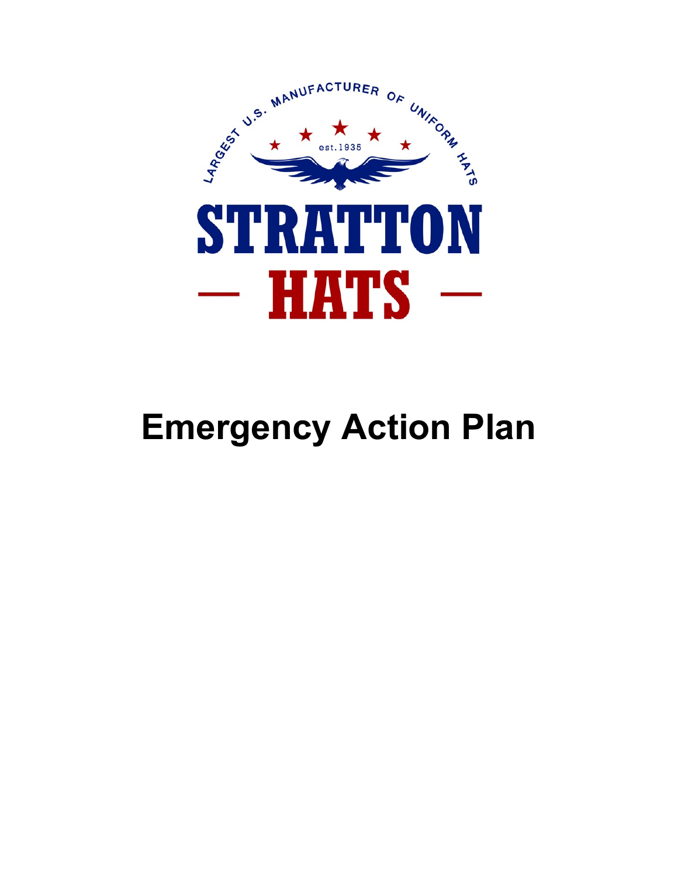LARGEST U.S. MANUFACTURER OF UNIFORM HATS

est. 1935

# STRATTON HATS

# Emergency Action Plan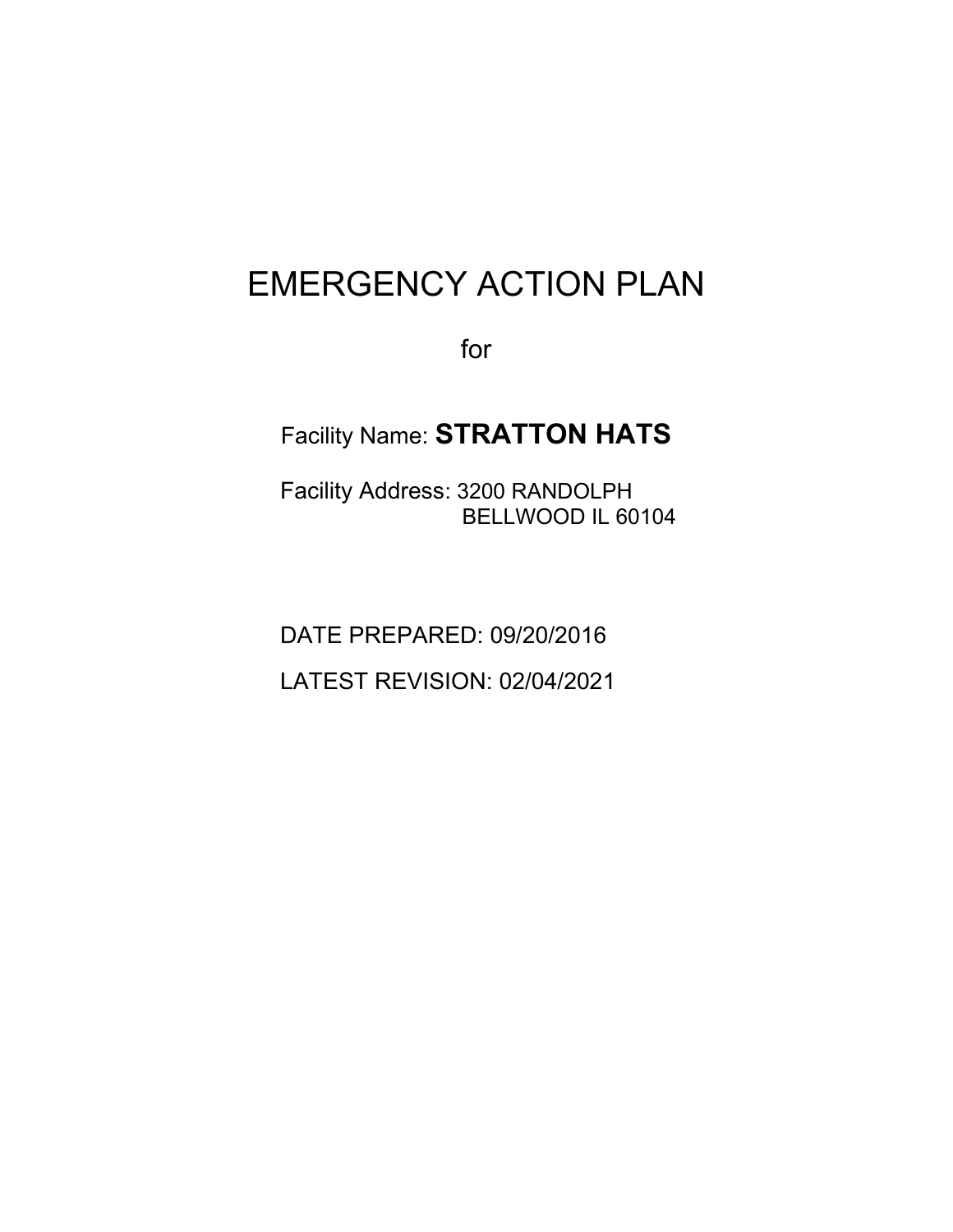# EMERGENCY ACTION PLAN

for

Facility Name: **STRATTON HATS**

Facility Address: 3200 RANDOLPH
BELLWOOD IL 60104

DATE PREPARED: 09/20/2016

LATEST REVISION: 02/04/2021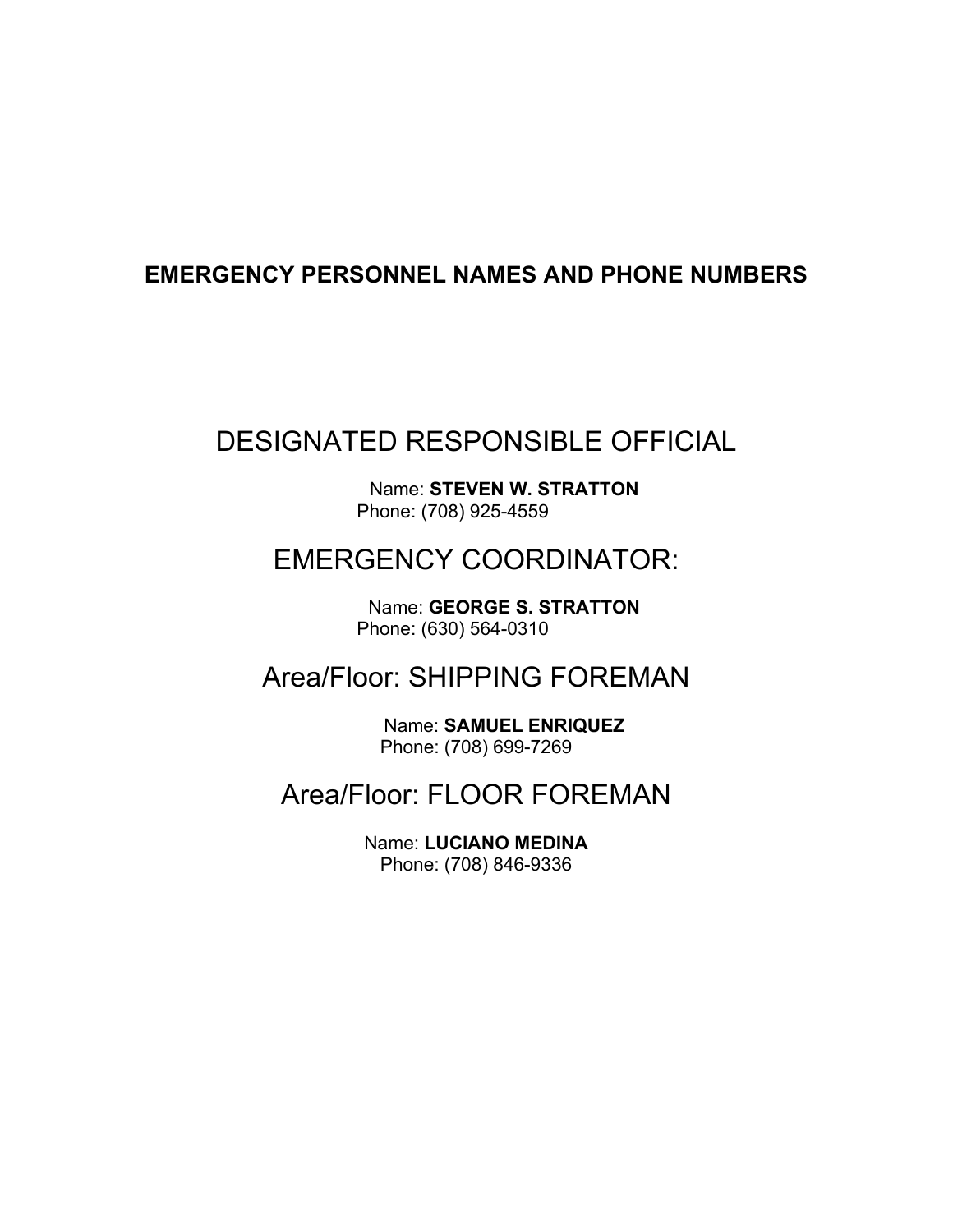# EMERGENCY PERSONNEL NAMES AND PHONE NUMBERS

## DESIGNATED RESPONSIBLE OFFICIAL

Name: **STEVEN W. STRATTON**
Phone: (708) 925-4559

## EMERGENCY COORDINATOR:

Name: **GEORGE S. STRATTON**
Phone: (630) 564-0310

## Area/Floor: SHIPPING FOREMAN

Name: **SAMUEL ENRIQUEZ**
Phone: (708) 699-7269

## Area/Floor: FLOOR FOREMAN

Name: **LUCIANO MEDINA**
Phone: (708) 846-9336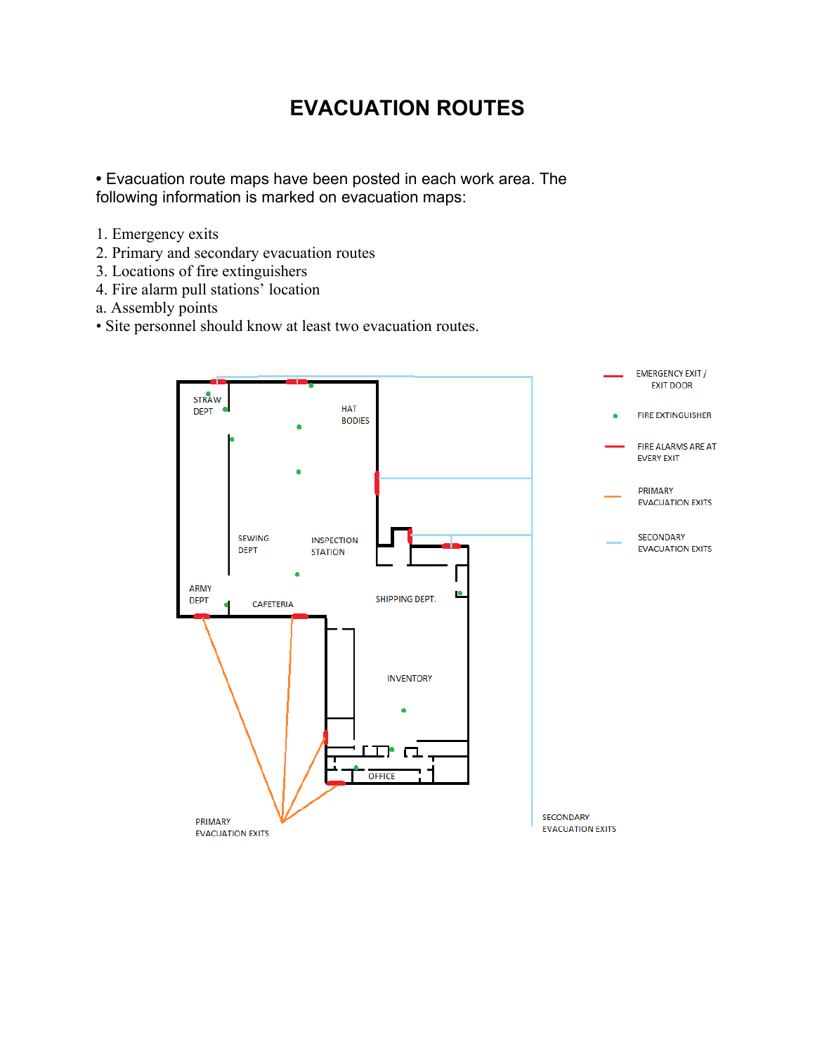# EVACUATION ROUTES

- Evacuation route maps have been posted in each work area. The following information is marked on evacuation maps:

1. Emergency exits
2. Primary and secondary evacuation routes
3. Locations of fire extinguishers
4. Fire alarm pull stations' location

a. Assembly points

- Site personnel should know at least two evacuation routes.

EMERGENCY EXIT / EXIT DOOR

FIRE EXTINGUISHER

FIRE ALARMS ARE AT EVERY EXIT

PRIMARY EVACUATION EXITS

SECONDARY EVACUATION EXITS

STRAW DEPT

HAT BODIES

SEWING DEPT

INSPECTION STATION

ARMY DEPT

CAFETERIA

SHIPPING DEPT.

INVENTORY

OFFICE

PRIMARY EVACUATION EXITS

SECONDARY EVACUATION EXITS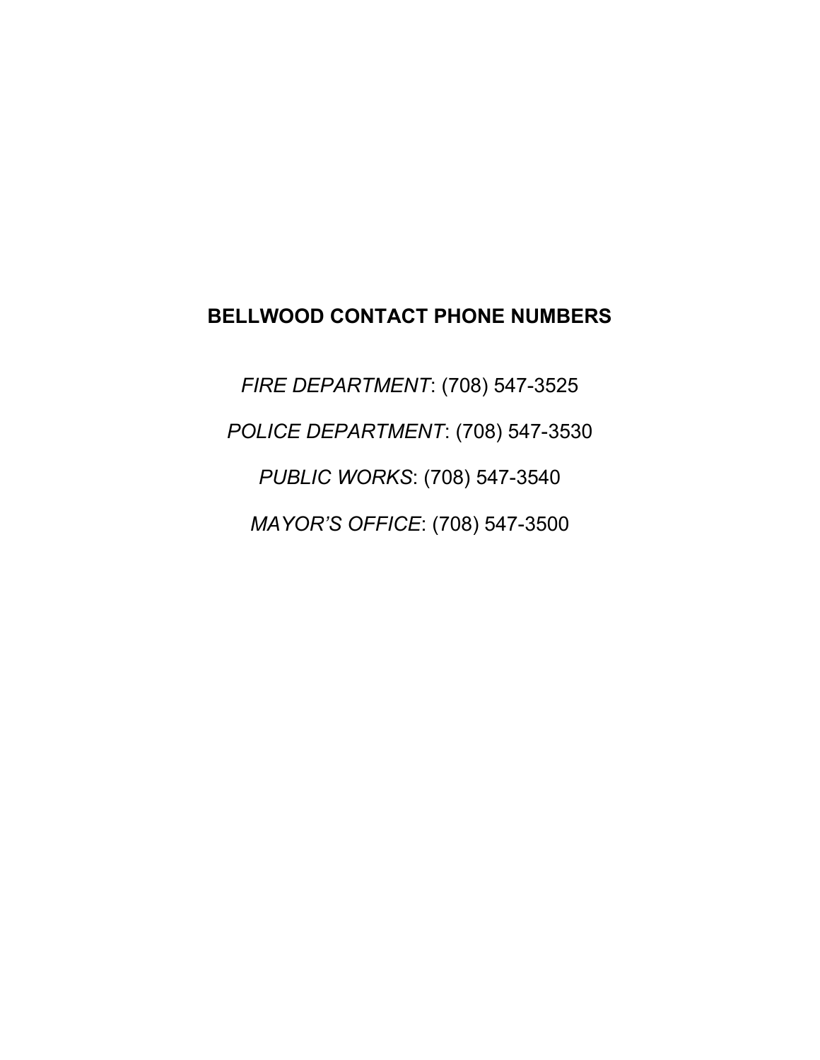## BELLWOOD CONTACT PHONE NUMBERS

*FIRE DEPARTMENT*: (708) 547-3525

*POLICE DEPARTMENT*: (708) 547-3530

*PUBLIC WORKS*: (708) 547-3540

*MAYOR'S OFFICE*: (708) 547-3500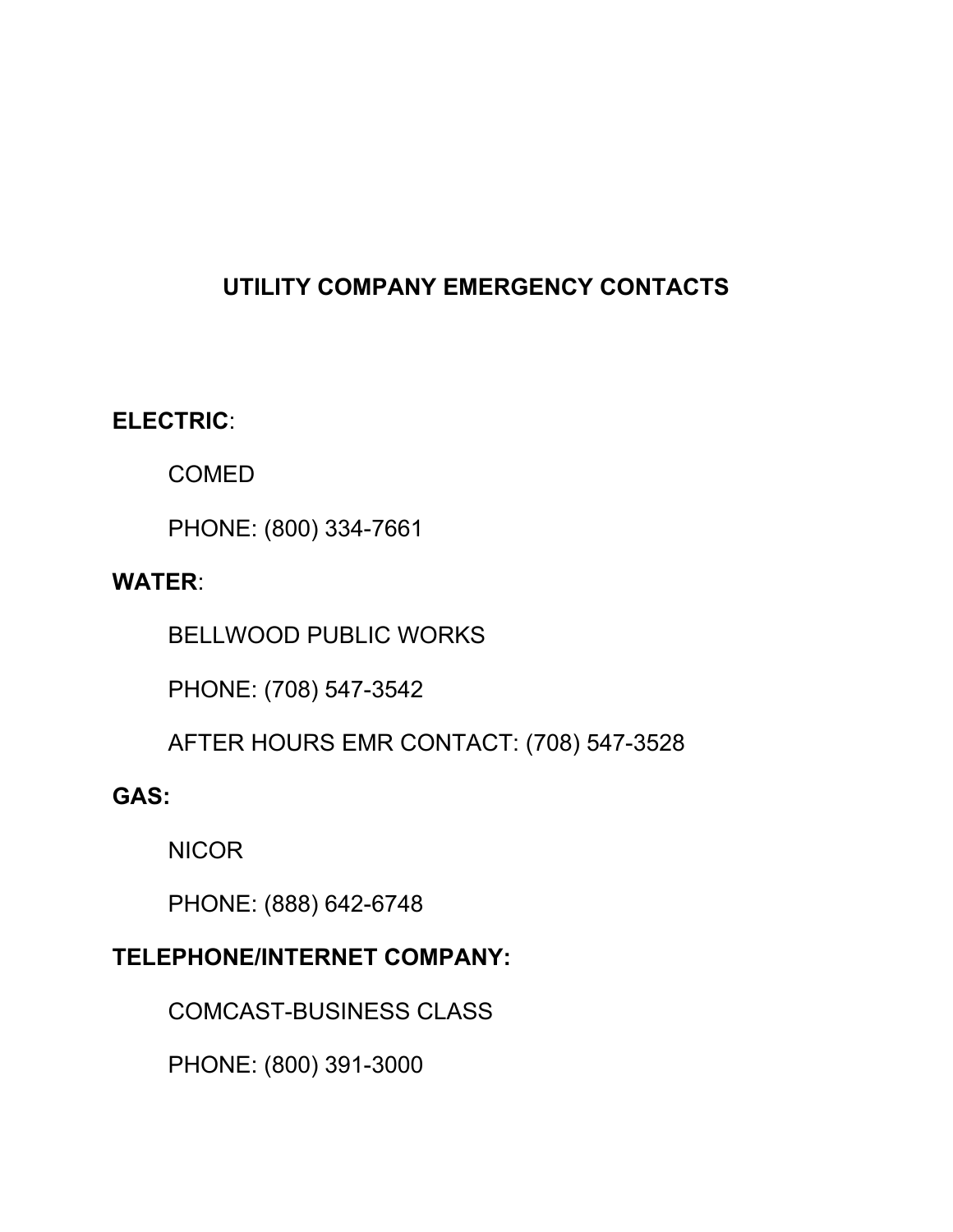# UTILITY COMPANY EMERGENCY CONTACTS

**ELECTRIC**:

COMED

PHONE: (800) 334-7661

**WATER**:

BELLWOOD PUBLIC WORKS

PHONE: (708) 547-3542

AFTER HOURS EMR CONTACT: (708) 547-3528

**GAS:**

NICOR

PHONE: (888) 642-6748

**TELEPHONE/INTERNET COMPANY:**

COMCAST-BUSINESS CLASS

PHONE: (800) 391-3000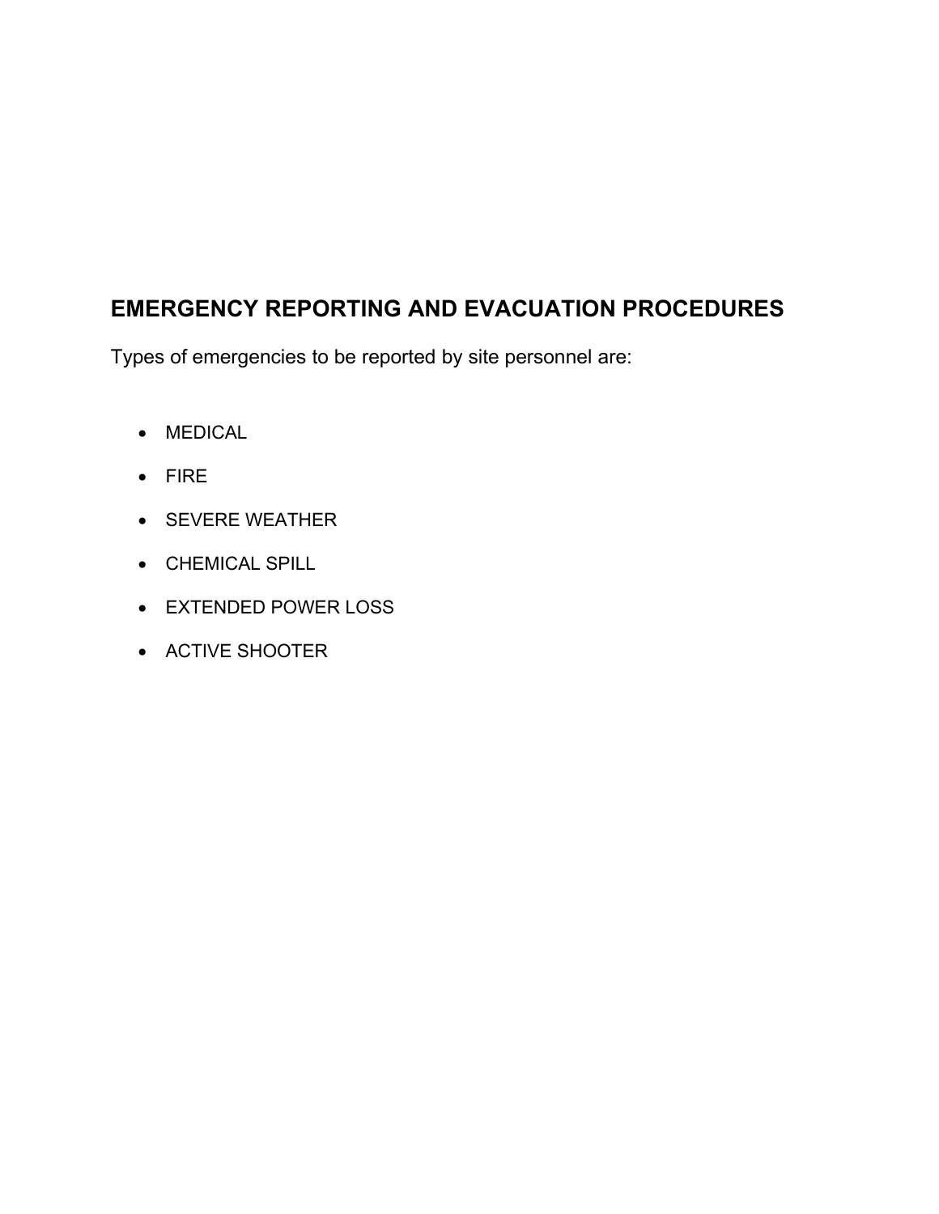## EMERGENCY REPORTING AND EVACUATION PROCEDURES

Types of emergencies to be reported by site personnel are:

- MEDICAL
- FIRE
- SEVERE WEATHER
- CHEMICAL SPILL
- EXTENDED POWER LOSS
- ACTIVE SHOOTER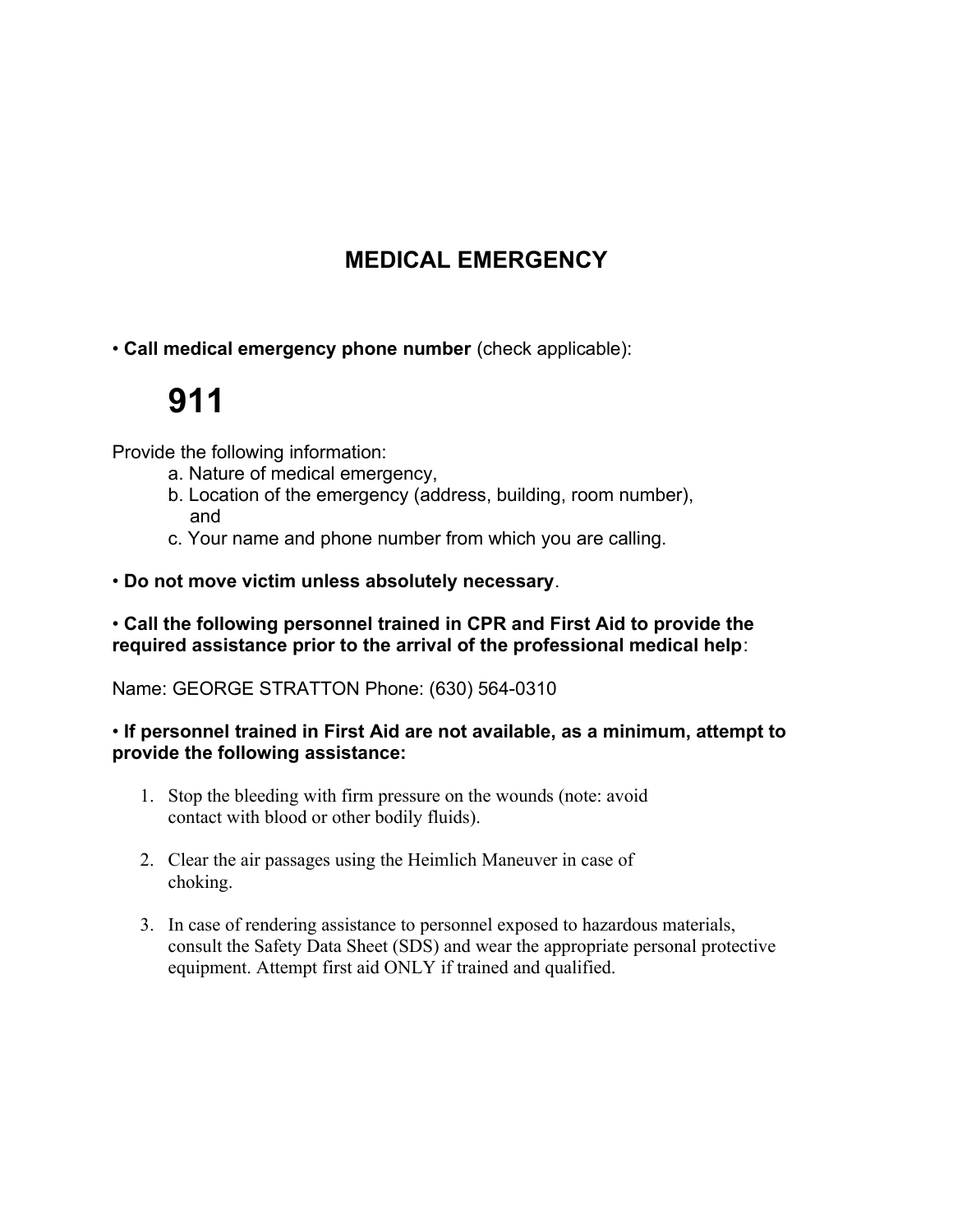# MEDICAL EMERGENCY

• **Call medical emergency phone number** (check applicable):

**911**

Provide the following information:

a. Nature of medical emergency,
b. Location of the emergency (address, building, room number), and
c. Your name and phone number from which you are calling.

• **Do not move victim unless absolutely necessary**.

• **Call the following personnel trained in CPR and First Aid to provide the required assistance prior to the arrival of the professional medical help**:

Name: GEORGE STRATTON Phone: (630) 564-0310

• **If personnel trained in First Aid are not available, as a minimum, attempt to provide the following assistance:**

1. Stop the bleeding with firm pressure on the wounds (note: avoid contact with blood or other bodily fluids).

2. Clear the air passages using the Heimlich Maneuver in case of choking.

3. In case of rendering assistance to personnel exposed to hazardous materials, consult the Safety Data Sheet (SDS) and wear the appropriate personal protective equipment. Attempt first aid ONLY if trained and qualified.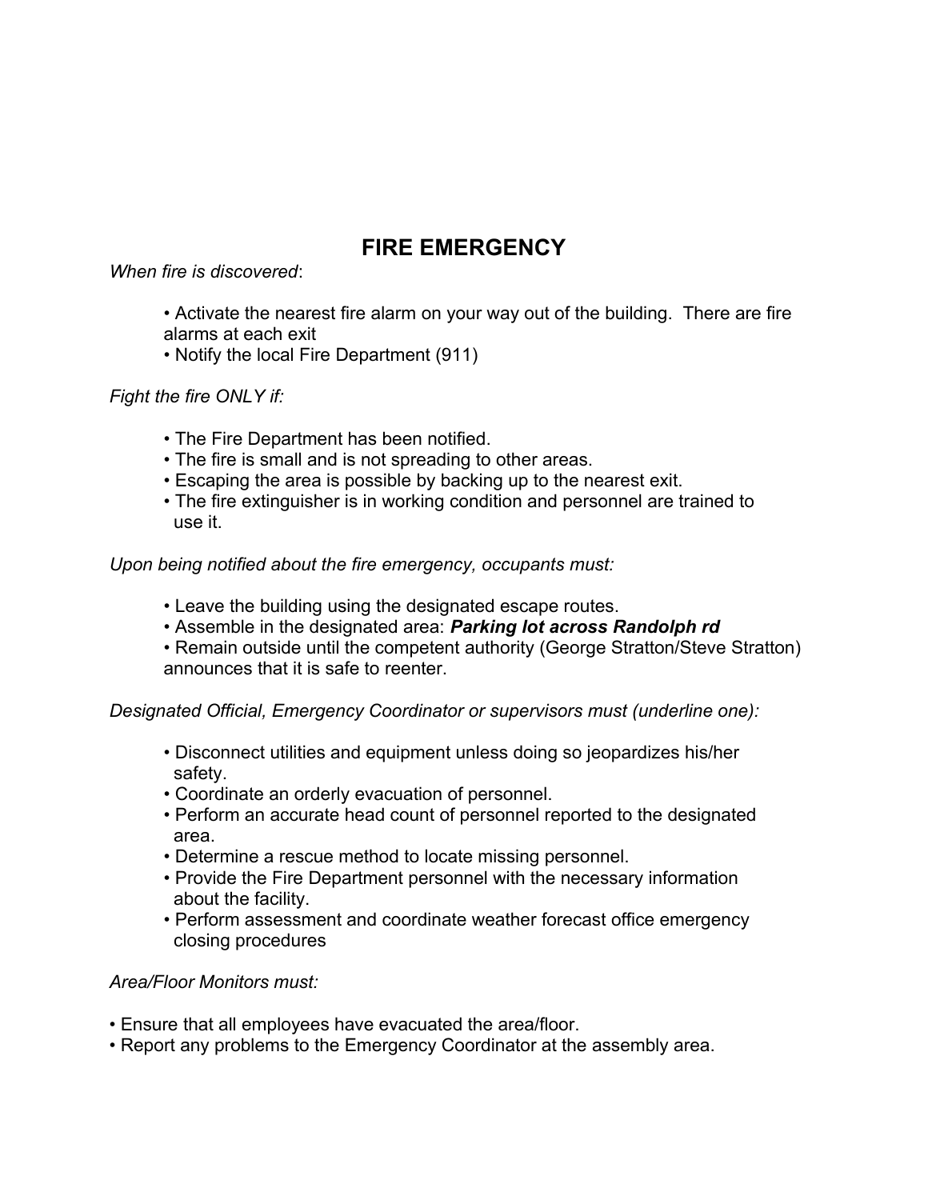# FIRE EMERGENCY

*When fire is discovered*:

- Activate the nearest fire alarm on your way out of the building. There are fire alarms at each exit
- Notify the local Fire Department (911)

*Fight the fire ONLY if:*

- The Fire Department has been notified.
- The fire is small and is not spreading to other areas.
- Escaping the area is possible by backing up to the nearest exit.
- The fire extinguisher is in working condition and personnel are trained to use it.

*Upon being notified about the fire emergency, occupants must:*

- Leave the building using the designated escape routes.
- Assemble in the designated area: ***Parking lot across Randolph rd***
- Remain outside until the competent authority (George Stratton/Steve Stratton) announces that it is safe to reenter.

*Designated Official, Emergency Coordinator or supervisors must (underline one):*

- Disconnect utilities and equipment unless doing so jeopardizes his/her safety.
- Coordinate an orderly evacuation of personnel.
- Perform an accurate head count of personnel reported to the designated area.
- Determine a rescue method to locate missing personnel.
- Provide the Fire Department personnel with the necessary information about the facility.
- Perform assessment and coordinate weather forecast office emergency closing procedures

*Area/Floor Monitors must:*

- Ensure that all employees have evacuated the area/floor.
- Report any problems to the Emergency Coordinator at the assembly area.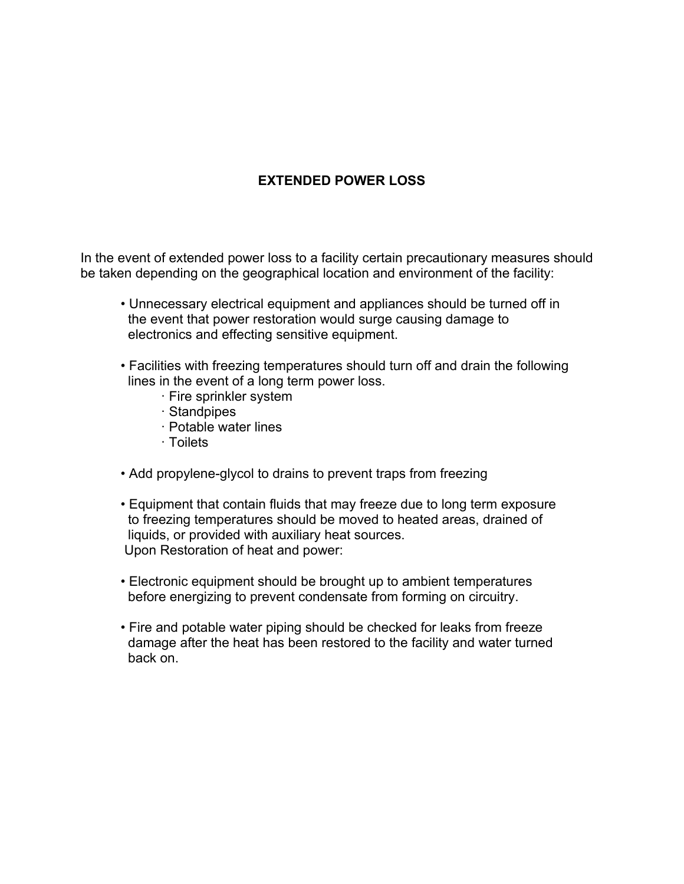# EXTENDED POWER LOSS

In the event of extended power loss to a facility certain precautionary measures should be taken depending on the geographical location and environment of the facility:

- Unnecessary electrical equipment and appliances should be turned off in the event that power restoration would surge causing damage to electronics and effecting sensitive equipment.

- Facilities with freezing temperatures should turn off and drain the following lines in the event of a long term power loss.
  - Fire sprinkler system
  - Standpipes
  - Potable water lines
  - Toilets

- Add propylene-glycol to drains to prevent traps from freezing

- Equipment that contain fluids that may freeze due to long term exposure to freezing temperatures should be moved to heated areas, drained of liquids, or provided with auxiliary heat sources.

Upon Restoration of heat and power:

- Electronic equipment should be brought up to ambient temperatures before energizing to prevent condensate from forming on circuitry.

- Fire and potable water piping should be checked for leaks from freeze damage after the heat has been restored to the facility and water turned back on.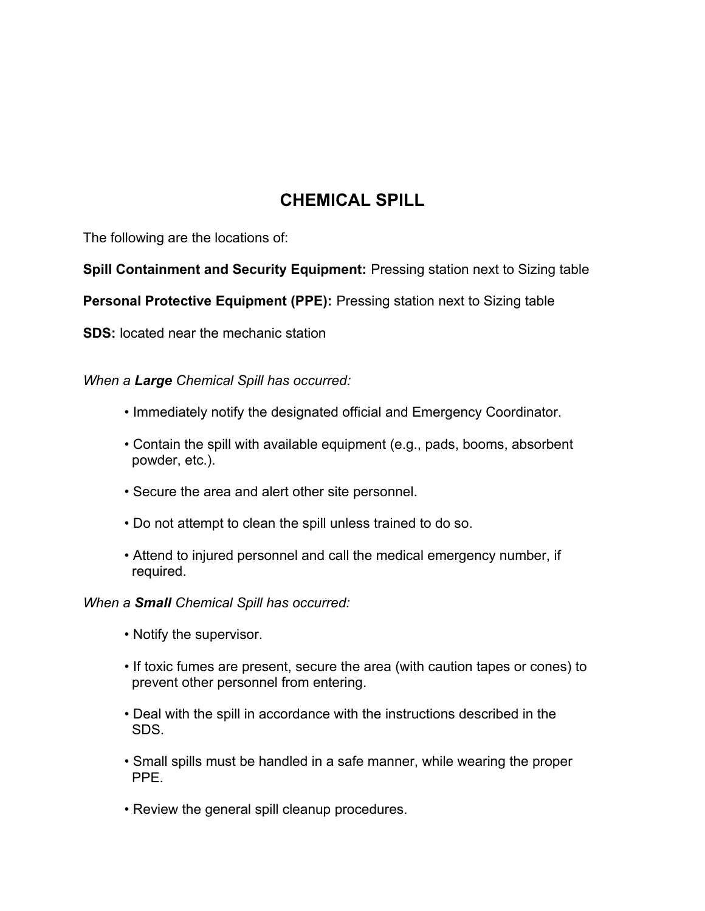# CHEMICAL SPILL

The following are the locations of:

**Spill Containment and Security Equipment:** Pressing station next to Sizing table

**Personal Protective Equipment (PPE):** Pressing station next to Sizing table

**SDS:** located near the mechanic station

*When a **Large** Chemical Spill has occurred:*

- Immediately notify the designated official and Emergency Coordinator.
- Contain the spill with available equipment (e.g., pads, booms, absorbent powder, etc.).
- Secure the area and alert other site personnel.
- Do not attempt to clean the spill unless trained to do so.
- Attend to injured personnel and call the medical emergency number, if required.

*When a **Small** Chemical Spill has occurred:*

- Notify the supervisor.
- If toxic fumes are present, secure the area (with caution tapes or cones) to prevent other personnel from entering.
- Deal with the spill in accordance with the instructions described in the SDS.
- Small spills must be handled in a safe manner, while wearing the proper PPE.
- Review the general spill cleanup procedures.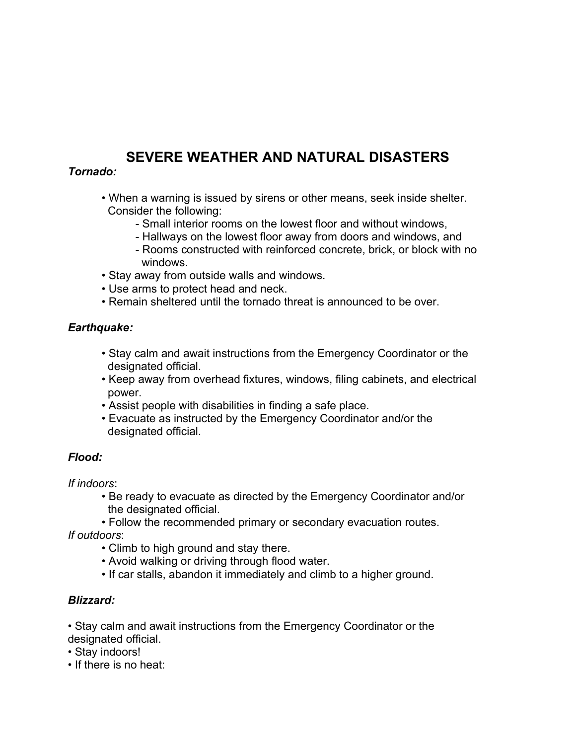# SEVERE WEATHER AND NATURAL DISASTERS

***Tornado:***

- When a warning is issued by sirens or other means, seek inside shelter. Consider the following:
  - Small interior rooms on the lowest floor and without windows,
  - Hallways on the lowest floor away from doors and windows, and
  - Rooms constructed with reinforced concrete, brick, or block with no windows.
- Stay away from outside walls and windows.
- Use arms to protect head and neck.
- Remain sheltered until the tornado threat is announced to be over.

***Earthquake:***

- Stay calm and await instructions from the Emergency Coordinator or the designated official.
- Keep away from overhead fixtures, windows, filing cabinets, and electrical power.
- Assist people with disabilities in finding a safe place.
- Evacuate as instructed by the Emergency Coordinator and/or the designated official.

***Flood:***

*If indoors*:

- Be ready to evacuate as directed by the Emergency Coordinator and/or the designated official.
- Follow the recommended primary or secondary evacuation routes.

*If outdoors*:

- Climb to high ground and stay there.
- Avoid walking or driving through flood water.
- If car stalls, abandon it immediately and climb to a higher ground.

***Blizzard:***

- Stay calm and await instructions from the Emergency Coordinator or the designated official.
- Stay indoors!
- If there is no heat: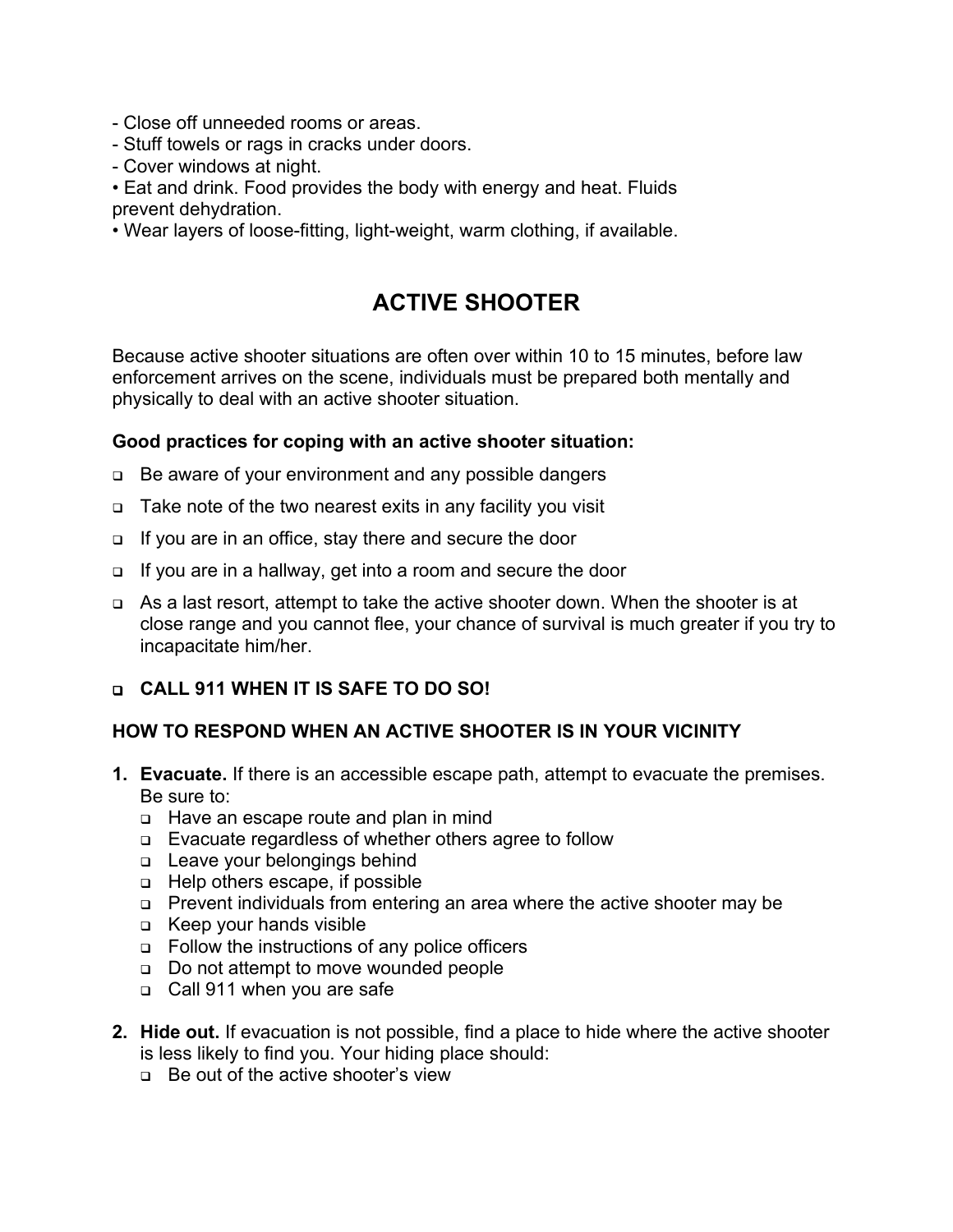- Close off unneeded rooms or areas.
- Stuff towels or rags in cracks under doors.
- Cover windows at night.

• Eat and drink. Food provides the body with energy and heat. Fluids prevent dehydration.

• Wear layers of loose-fitting, light-weight, warm clothing, if available.

# ACTIVE SHOOTER

Because active shooter situations are often over within 10 to 15 minutes, before law enforcement arrives on the scene, individuals must be prepared both mentally and physically to deal with an active shooter situation.

**Good practices for coping with an active shooter situation:**

- Be aware of your environment and any possible dangers
- Take note of the two nearest exits in any facility you visit
- If you are in an office, stay there and secure the door
- If you are in a hallway, get into a room and secure the door
- As a last resort, attempt to take the active shooter down. When the shooter is at close range and you cannot flee, your chance of survival is much greater if you try to incapacitate him/her.
- **CALL 911 WHEN IT IS SAFE TO DO SO!**

**HOW TO RESPOND WHEN AN ACTIVE SHOOTER IS IN YOUR VICINITY**

1. **Evacuate.** If there is an accessible escape path, attempt to evacuate the premises. Be sure to:
   - Have an escape route and plan in mind
   - Evacuate regardless of whether others agree to follow
   - Leave your belongings behind
   - Help others escape, if possible
   - Prevent individuals from entering an area where the active shooter may be
   - Keep your hands visible
   - Follow the instructions of any police officers
   - Do not attempt to move wounded people
   - Call 911 when you are safe
2. **Hide out.** If evacuation is not possible, find a place to hide where the active shooter is less likely to find you. Your hiding place should:
   - Be out of the active shooter's view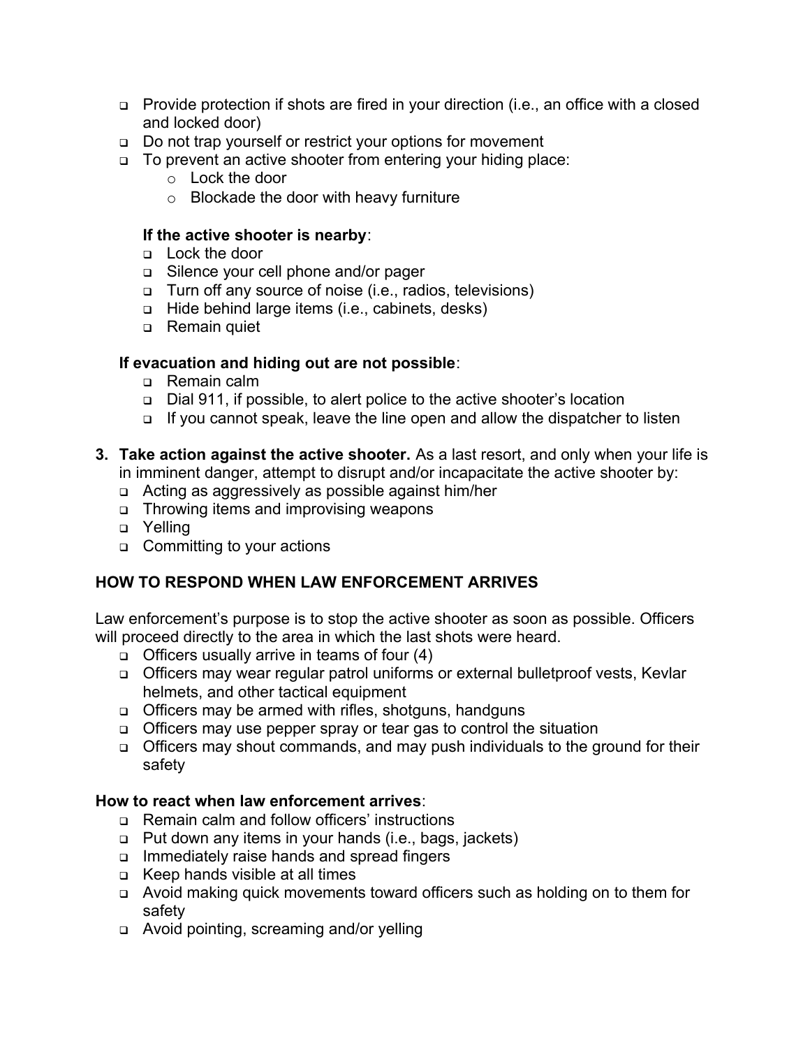- Provide protection if shots are fired in your direction (i.e., an office with a closed and locked door)
- Do not trap yourself or restrict your options for movement
- To prevent an active shooter from entering your hiding place:
  - Lock the door
  - Blockade the door with heavy furniture

**If the active shooter is nearby**:

- Lock the door
- Silence your cell phone and/or pager
- Turn off any source of noise (i.e., radios, televisions)
- Hide behind large items (i.e., cabinets, desks)
- Remain quiet

**If evacuation and hiding out are not possible**:

- Remain calm
- Dial 911, if possible, to alert police to the active shooter's location
- If you cannot speak, leave the line open and allow the dispatcher to listen

3. **Take action against the active shooter.** As a last resort, and only when your life is in imminent danger, attempt to disrupt and/or incapacitate the active shooter by:
   - Acting as aggressively as possible against him/her
   - Throwing items and improvising weapons
   - Yelling
   - Committing to your actions

## HOW TO RESPOND WHEN LAW ENFORCEMENT ARRIVES

Law enforcement's purpose is to stop the active shooter as soon as possible. Officers will proceed directly to the area in which the last shots were heard.

- Officers usually arrive in teams of four (4)
- Officers may wear regular patrol uniforms or external bulletproof vests, Kevlar helmets, and other tactical equipment
- Officers may be armed with rifles, shotguns, handguns
- Officers may use pepper spray or tear gas to control the situation
- Officers may shout commands, and may push individuals to the ground for their safety

**How to react when law enforcement arrives**:

- Remain calm and follow officers' instructions
- Put down any items in your hands (i.e., bags, jackets)
- Immediately raise hands and spread fingers
- Keep hands visible at all times
- Avoid making quick movements toward officers such as holding on to them for safety
- Avoid pointing, screaming and/or yelling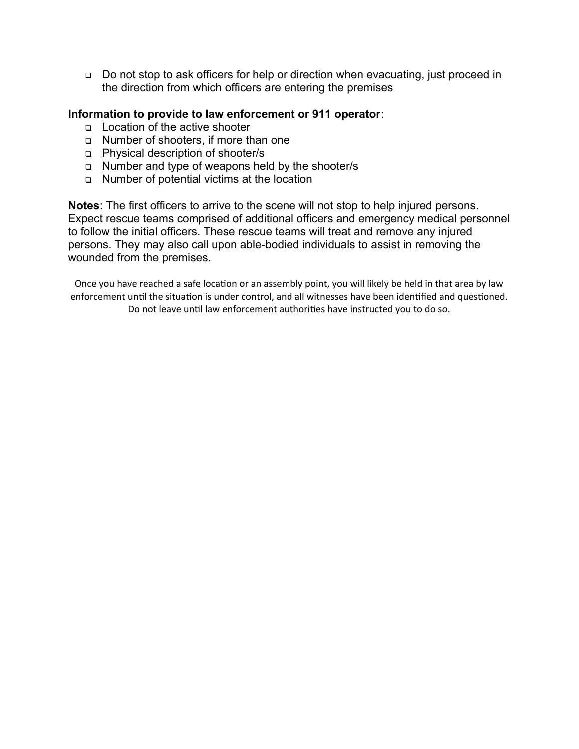- Do not stop to ask officers for help or direction when evacuating, just proceed in the direction from which officers are entering the premises

**Information to provide to law enforcement or 911 operator**:

- Location of the active shooter
- Number of shooters, if more than one
- Physical description of shooter/s
- Number and type of weapons held by the shooter/s
- Number of potential victims at the location

**Notes**: The first officers to arrive to the scene will not stop to help injured persons. Expect rescue teams comprised of additional officers and emergency medical personnel to follow the initial officers. These rescue teams will treat and remove any injured persons. They may also call upon able-bodied individuals to assist in removing the wounded from the premises.

Once you have reached a safe location or an assembly point, you will likely be held in that area by law enforcement until the situation is under control, and all witnesses have been identified and questioned. Do not leave until law enforcement authorities have instructed you to do so.